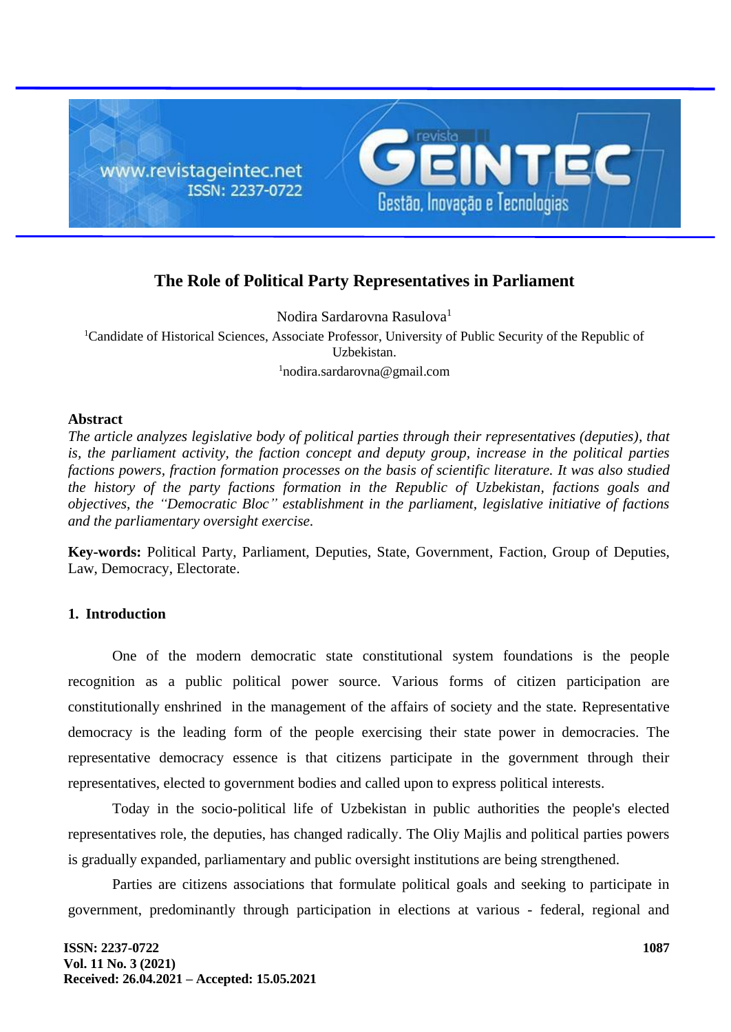# The Role of Political Party Representatives in Parliament

Nodira Sardarovna Rasulova[1]

[1]Candidate of Historical Sciences, Associate Professor, University of Public Security of the Republic of Uzbekistan.

[1]nodira.sardarovna@gmail.com

## Abstract

*The article analyzes legislative body of political parties through their representatives (deputies), that is, the parliament activity, the faction concept and deputy group, increase in the political parties factions powers, fraction formation processes on the basis of scientific literature. It was also studied the history of the party factions formation in the Republic of Uzbekistan, factions goals and objectives, the "Democratic Bloc" establishment in the parliament, legislative initiative of factions and the parliamentary oversight exercise.*

**Key-words:** Political Party, Parliament, Deputies, State, Government, Faction, Group of Deputies, Law, Democracy, Electorate.

## 1. Introduction

One of the modern democratic state constitutional system foundations is the people recognition as a public political power source. Various forms of citizen participation are constitutionally enshrined in the management of the affairs of society and the state. Representative democracy is the leading form of the people exercising their state power in democracies. The representative democracy essence is that citizens participate in the government through their representatives, elected to government bodies and called upon to express political interests.

Today in the socio-political life of Uzbekistan in public authorities the people's elected representatives role, the deputies, has changed radically. The Oliy Majlis and political parties powers is gradually expanded, parliamentary and public oversight institutions are being strengthened.

Parties are citizens associations that formulate political goals and seeking to participate in government, predominantly through participation in elections at various - federal, regional and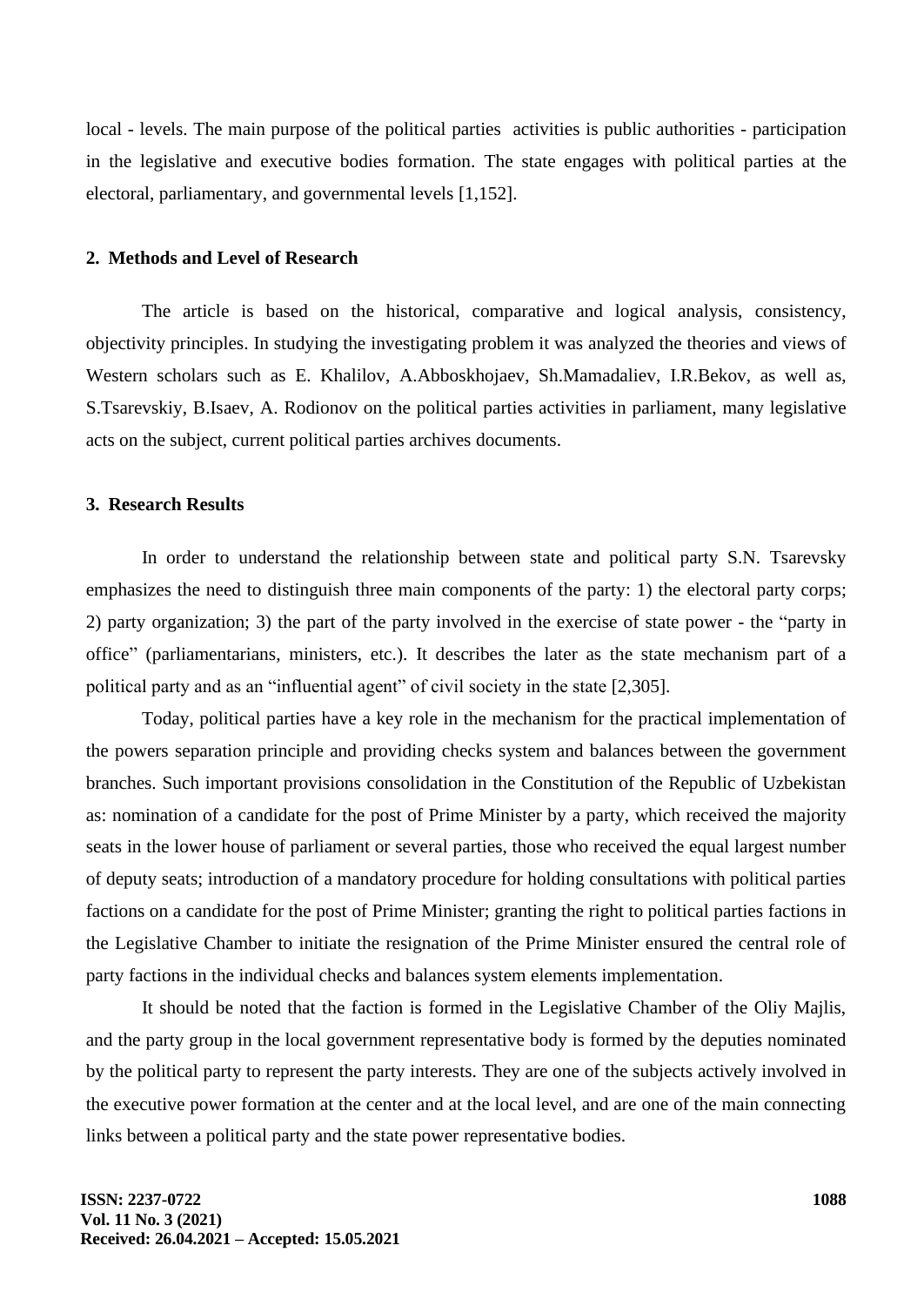local - levels. The main purpose of the political parties activities is public authorities - participation in the legislative and executive bodies formation. The state engages with political parties at the electoral, parliamentary, and governmental levels [1,152].

## 2. Methods and Level of Research

The article is based on the historical, comparative and logical analysis, consistency, objectivity principles. In studying the investigating problem it was analyzed the theories and views of Western scholars such as E. Khalilov, A.Abboskhojaev, Sh.Mamadaliev, I.R.Bekov, as well as, S.Tsarevskiy, B.Isaev, A. Rodionov on the political parties activities in parliament, many legislative acts on the subject, current political parties archives documents.

## 3. Research Results

In order to understand the relationship between state and political party S.N. Tsarevsky emphasizes the need to distinguish three main components of the party: 1) the electoral party corps; 2) party organization; 3) the part of the party involved in the exercise of state power - the "party in office" (parliamentarians, ministers, etc.). It describes the later as the state mechanism part of a political party and as an "influential agent" of civil society in the state [2,305].

Today, political parties have a key role in the mechanism for the practical implementation of the powers separation principle and providing checks system and balances between the government branches. Such important provisions consolidation in the Constitution of the Republic of Uzbekistan as: nomination of a candidate for the post of Prime Minister by a party, which received the majority seats in the lower house of parliament or several parties, those who received the equal largest number of deputy seats; introduction of a mandatory procedure for holding consultations with political parties factions on a candidate for the post of Prime Minister; granting the right to political parties factions in the Legislative Chamber to initiate the resignation of the Prime Minister ensured the central role of party factions in the individual checks and balances system elements implementation.

It should be noted that the faction is formed in the Legislative Chamber of the Oliy Majlis, and the party group in the local government representative body is formed by the deputies nominated by the political party to represent the party interests. They are one of the subjects actively involved in the executive power formation at the center and at the local level, and are one of the main connecting links between a political party and the state power representative bodies.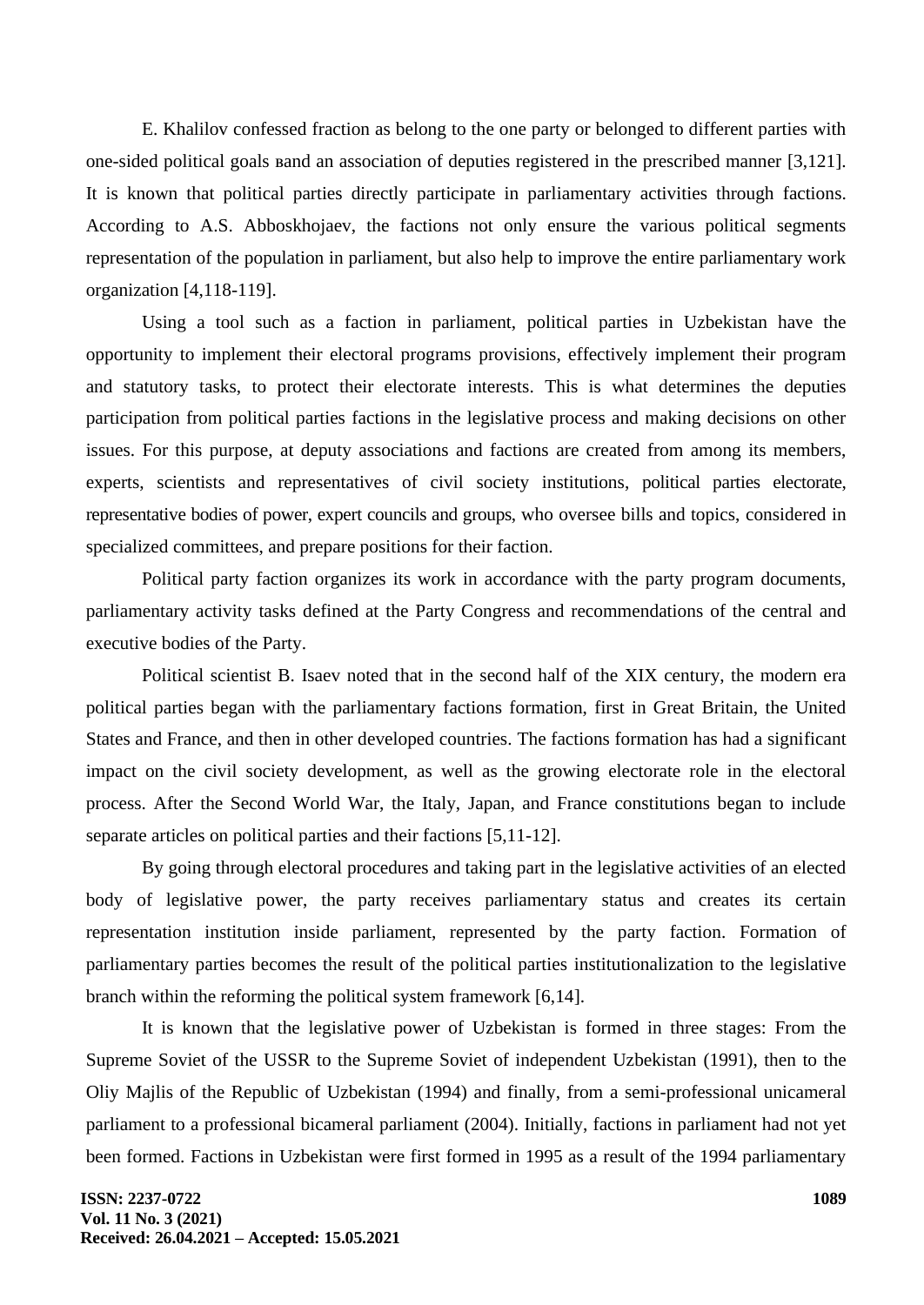E. Khalilov confessed fraction as belong to the one party or belonged to different parties with one-sided political goals вand an association of deputies registered in the prescribed manner [3,121]. It is known that political parties directly participate in parliamentary activities through factions. According to A.S. Abboskhojaev, the factions not only ensure the various political segments representation of the population in parliament, but also help to improve the entire parliamentary work organization [4,118-119].

Using a tool such as a faction in parliament, political parties in Uzbekistan have the opportunity to implement their electoral programs provisions, effectively implement their program and statutory tasks, to protect their electorate interests. This is what determines the deputies participation from political parties factions in the legislative process and making decisions on other issues. For this purpose, at deputy associations and factions are created from among its members, experts, scientists and representatives of civil society institutions, political parties electorate, representative bodies of power, expert councils and groups, who oversee bills and topics, considered in specialized committees, and prepare positions for their faction.

Political party faction organizes its work in accordance with the party program documents, parliamentary activity tasks defined at the Party Congress and recommendations of the central and executive bodies of the Party.

Political scientist B. Isaev noted that in the second half of the XIX century, the modern era political parties began with the parliamentary factions formation, first in Great Britain, the United States and France, and then in other developed countries. The factions formation has had a significant impact on the civil society development, as well as the growing electorate role in the electoral process. After the Second World War, the Italy, Japan, and France constitutions began to include separate articles on political parties and their factions [5,11-12].

By going through electoral procedures and taking part in the legislative activities of an elected body of legislative power, the party receives parliamentary status and creates its certain representation institution inside parliament, represented by the party faction. Formation of parliamentary parties becomes the result of the political parties institutionalization to the legislative branch within the reforming the political system framework [6,14].

It is known that the legislative power of Uzbekistan is formed in three stages: From the Supreme Soviet of the USSR to the Supreme Soviet of independent Uzbekistan (1991), then to the Oliy Majlis of the Republic of Uzbekistan (1994) and finally, from a semi-professional unicameral parliament to a professional bicameral parliament (2004). Initially, factions in parliament had not yet been formed. Factions in Uzbekistan were first formed in 1995 as a result of the 1994 parliamentary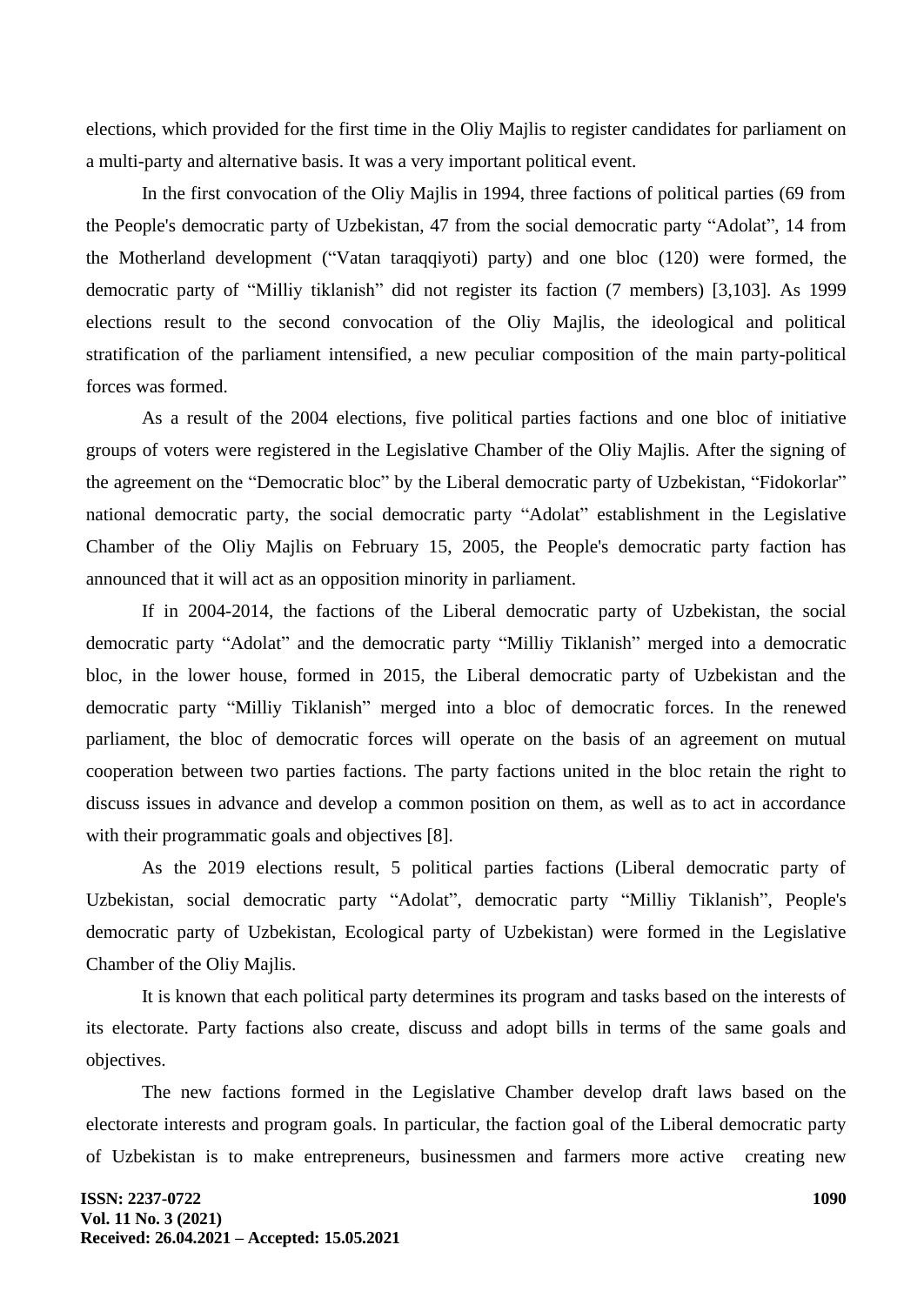elections, which provided for the first time in the Oliy Majlis to register candidates for parliament on a multi-party and alternative basis. It was a very important political event.

In the first convocation of the Oliy Majlis in 1994, three factions of political parties (69 from the People's democratic party of Uzbekistan, 47 from the social democratic party "Adolat", 14 from the Motherland development ("Vatan taraqqiyoti) party) and one bloc (120) were formed, the democratic party of "Milliy tiklanish" did not register its faction (7 members) [3,103]. As 1999 elections result to the second convocation of the Oliy Majlis, the ideological and political stratification of the parliament intensified, a new peculiar composition of the main party-political forces was formed.

As a result of the 2004 elections, five political parties factions and one bloc of initiative groups of voters were registered in the Legislative Chamber of the Oliy Majlis. After the signing of the agreement on the "Democratic bloc" by the Liberal democratic party of Uzbekistan, "Fidokorlar" national democratic party, the social democratic party "Adolat" establishment in the Legislative Chamber of the Oliy Majlis on February 15, 2005, the People's democratic party faction has announced that it will act as an opposition minority in parliament.

If in 2004-2014, the factions of the Liberal democratic party of Uzbekistan, the social democratic party "Adolat" and the democratic party "Milliy Tiklanish" merged into a democratic bloc, in the lower house, formed in 2015, the Liberal democratic party of Uzbekistan and the democratic party "Milliy Tiklanish" merged into a bloc of democratic forces. In the renewed parliament, the bloc of democratic forces will operate on the basis of an agreement on mutual cooperation between two parties factions. The party factions united in the bloc retain the right to discuss issues in advance and develop a common position on them, as well as to act in accordance with their programmatic goals and objectives [8].

As the 2019 elections result, 5 political parties factions (Liberal democratic party of Uzbekistan, social democratic party "Adolat", democratic party "Milliy Tiklanish", People's democratic party of Uzbekistan, Ecological party of Uzbekistan) were formed in the Legislative Chamber of the Oliy Majlis.

It is known that each political party determines its program and tasks based on the interests of its electorate. Party factions also create, discuss and adopt bills in terms of the same goals and objectives.

The new factions formed in the Legislative Chamber develop draft laws based on the electorate interests and program goals. In particular, the faction goal of the Liberal democratic party of Uzbekistan is to make entrepreneurs, businessmen and farmers more active creating new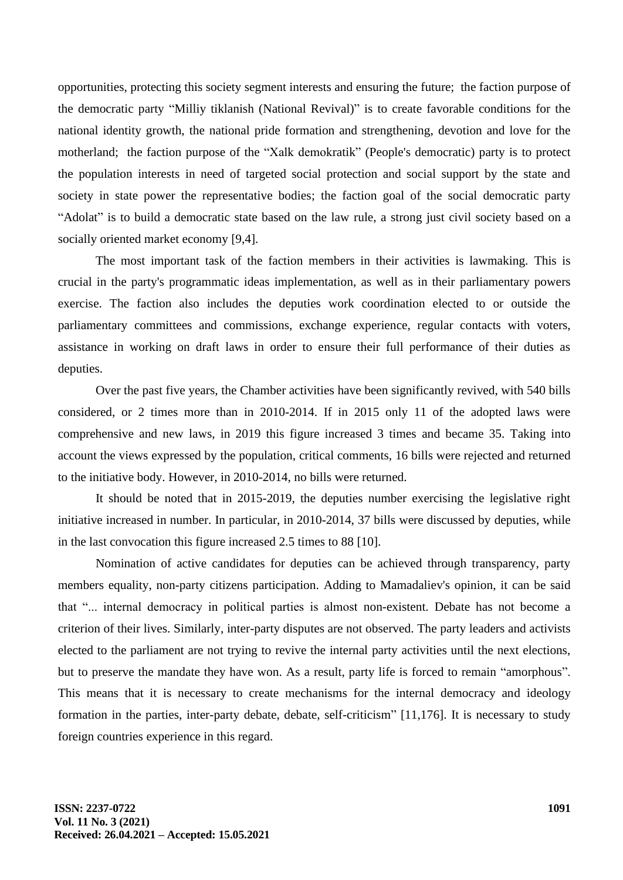opportunities, protecting this society segment interests and ensuring the future; the faction purpose of the democratic party "Milliy tiklanish (National Revival)" is to create favorable conditions for the national identity growth, the national pride formation and strengthening, devotion and love for the motherland; the faction purpose of the "Xalk demokratik" (People's democratic) party is to protect the population interests in need of targeted social protection and social support by the state and society in state power the representative bodies; the faction goal of the social democratic party "Adolat" is to build a democratic state based on the law rule, a strong just civil society based on a socially oriented market economy [9,4].

The most important task of the faction members in their activities is lawmaking. This is crucial in the party's programmatic ideas implementation, as well as in their parliamentary powers exercise. The faction also includes the deputies work coordination elected to or outside the parliamentary committees and commissions, exchange experience, regular contacts with voters, assistance in working on draft laws in order to ensure their full performance of their duties as deputies.

Over the past five years, the Chamber activities have been significantly revived, with 540 bills considered, or 2 times more than in 2010-2014. If in 2015 only 11 of the adopted laws were comprehensive and new laws, in 2019 this figure increased 3 times and became 35. Taking into account the views expressed by the population, critical comments, 16 bills were rejected and returned to the initiative body. However, in 2010-2014, no bills were returned.

It should be noted that in 2015-2019, the deputies number exercising the legislative right initiative increased in number. In particular, in 2010-2014, 37 bills were discussed by deputies, while in the last convocation this figure increased 2.5 times to 88 [10].

Nomination of active candidates for deputies can be achieved through transparency, party members equality, non-party citizens participation. Adding to Mamadaliev's opinion, it can be said that "... internal democracy in political parties is almost non-existent. Debate has not become a criterion of their lives. Similarly, inter-party disputes are not observed. The party leaders and activists elected to the parliament are not trying to revive the internal party activities until the next elections, but to preserve the mandate they have won. As a result, party life is forced to remain "amorphous". This means that it is necessary to create mechanisms for the internal democracy and ideology formation in the parties, inter-party debate, debate, self-criticism" [11,176]. It is necessary to study foreign countries experience in this regard.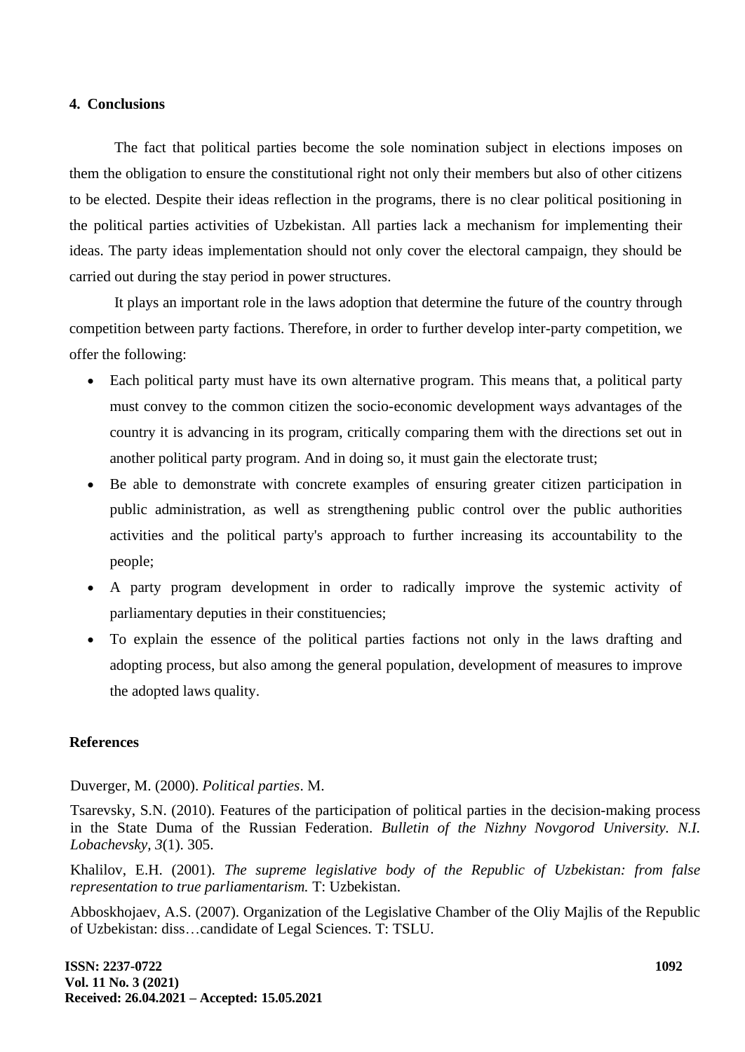## 4. Conclusions

The fact that political parties become the sole nomination subject in elections imposes on them the obligation to ensure the constitutional right not only their members but also of other citizens to be elected. Despite their ideas reflection in the programs, there is no clear political positioning in the political parties activities of Uzbekistan. All parties lack a mechanism for implementing their ideas. The party ideas implementation should not only cover the electoral campaign, they should be carried out during the stay period in power structures.

It plays an important role in the laws adoption that determine the future of the country through competition between party factions. Therefore, in order to further develop inter-party competition, we offer the following:

- Each political party must have its own alternative program. This means that, a political party must convey to the common citizen the socio-economic development ways advantages of the country it is advancing in its program, critically comparing them with the directions set out in another political party program. And in doing so, it must gain the electorate trust;
- Be able to demonstrate with concrete examples of ensuring greater citizen participation in public administration, as well as strengthening public control over the public authorities activities and the political party's approach to further increasing its accountability to the people;
- A party program development in order to radically improve the systemic activity of parliamentary deputies in their constituencies;
- To explain the essence of the political parties factions not only in the laws drafting and adopting process, but also among the general population, development of measures to improve the adopted laws quality.

## References

Duverger, M. (2000). *Political parties*. M.

Tsarevsky, S.N. (2010). Features of the participation of political parties in the decision-making process in the State Duma of the Russian Federation. *Bulletin of the Nizhny Novgorod University. N.I. Lobachevsky*, *3*(1). 305.

Khalilov, E.H. (2001). *The supreme legislative body of the Republic of Uzbekistan: from false representation to true parliamentarism.* T: Uzbekistan.

Abboskhojaev, A.S. (2007). Organization of the Legislative Chamber of the Oliy Majlis of the Republic of Uzbekistan: diss…candidate of Legal Sciences. T: TSLU.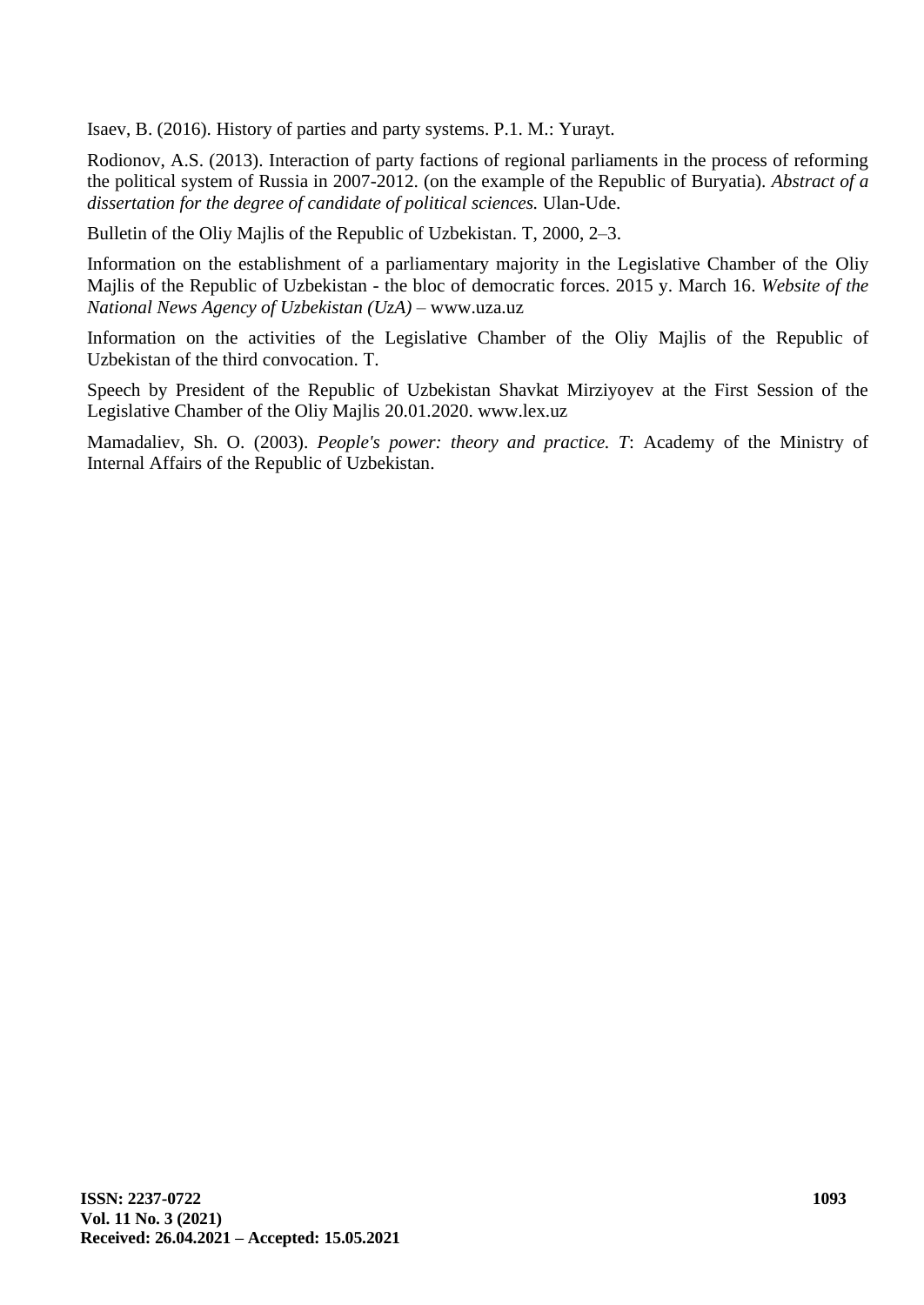Isaev, B. (2016). History of parties and party systems. P.1. M.: Yurayt.

Rodionov, A.S. (2013). Interaction of party factions of regional parliaments in the process of reforming the political system of Russia in 2007-2012. (on the example of the Republic of Buryatia). *Abstract of a dissertation for the degree of candidate of political sciences.* Ulan-Ude.

Bulletin of the Oliy Majlis of the Republic of Uzbekistan. T, 2000, 2–3.

Information on the establishment of a parliamentary majority in the Legislative Chamber of the Oliy Majlis of the Republic of Uzbekistan - the bloc of democratic forces. 2015 y. March 16. *Website of the National News Agency of Uzbekistan (UzA)* – www.uza.uz

Information on the activities of the Legislative Chamber of the Oliy Majlis of the Republic of Uzbekistan of the third convocation. T.

Speech by President of the Republic of Uzbekistan Shavkat Mirziyoyev at the First Session of the Legislative Chamber of the Oliy Majlis 20.01.2020. www.lex.uz

Mamadaliev, Sh. O. (2003). *People's power: theory and practice. T*: Academy of the Ministry of Internal Affairs of the Republic of Uzbekistan.